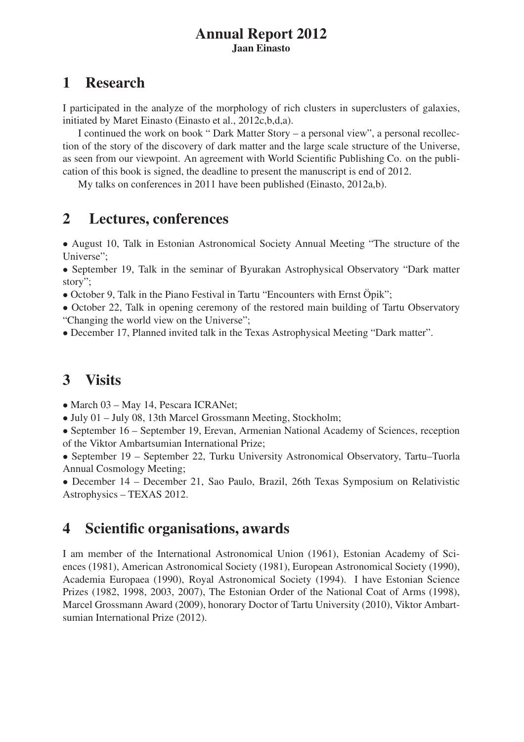# Annual Report 2012

**Jaan Einasto**

## 1 Research

I participated in the analyze of the morphology of rich clusters in superclusters of galaxies, initiated by Maret Einasto (Einasto et al., 2012c,b,d,a).

I continued the work on book " Dark Matter Story – a personal view", a personal recollection of the story of the discovery of dark matter and the large scale structure of the Universe, as seen from our viewpoint. An agreement with World Scientific Publishing Co. on the publication of this book is signed, the deadline to present the manuscript is end of 2012.

My talks on conferences in 2011 have been published (Einasto, 2012a,b).

## 2 Lectures, conferences

- August 10, Talk in Estonian Astronomical Society Annual Meeting "The structure of the Universe";
- September 19, Talk in the seminar of Byurakan Astrophysical Observatory "Dark matter story";
- October 9, Talk in the Piano Festival in Tartu "Encounters with Ernst Öpik";
- October 22, Talk in opening ceremony of the restored main building of Tartu Observatory "Changing the world view on the Universe";
- December 17, Planned invited talk in the Texas Astrophysical Meeting "Dark matter".

## 3 Visits

- March 03 – May 14, Pescara ICRANet;
- July 01 – July 08, 13th Marcel Grossmann Meeting, Stockholm;
- September 16 – September 19, Erevan, Armenian National Academy of Sciences, reception of the Viktor Ambartsumian International Prize;
- September 19 – September 22, Turku University Astronomical Observatory, Tartu–Tuorla Annual Cosmology Meeting;
- December 14 – December 21, Sao Paulo, Brazil, 26th Texas Symposium on Relativistic Astrophysics – TEXAS 2012.

## 4 Scientific organisations, awards

I am member of the International Astronomical Union (1961), Estonian Academy of Sciences (1981), American Astronomical Society (1981), European Astronomical Society (1990), Academia Europaea (1990), Royal Astronomical Society (1994). I have Estonian Science Prizes (1982, 1998, 2003, 2007), The Estonian Order of the National Coat of Arms (1998), Marcel Grossmann Award (2009), honorary Doctor of Tartu University (2010), Viktor Ambartsumian International Prize (2012).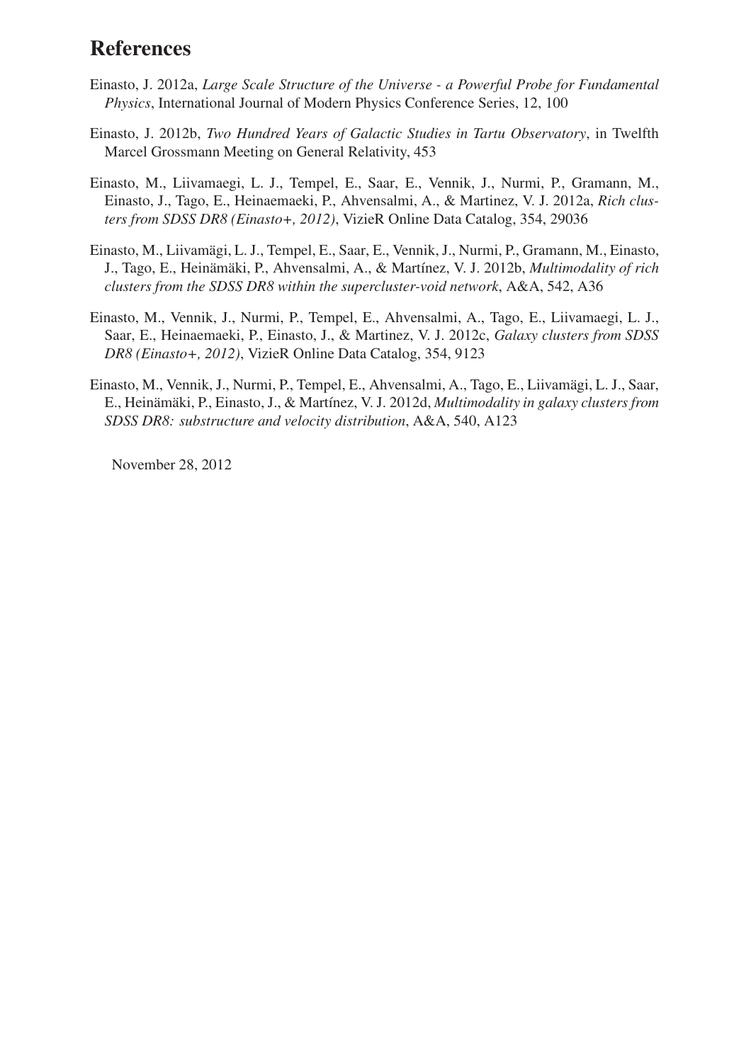## References

Einasto, J. 2012a, *Large Scale Structure of the Universe - a Powerful Probe for Fundamental Physics*, International Journal of Modern Physics Conference Series, 12, 100

Einasto, J. 2012b, *Two Hundred Years of Galactic Studies in Tartu Observatory*, in Twelfth Marcel Grossmann Meeting on General Relativity, 453

Einasto, M., Liivamaegi, L. J., Tempel, E., Saar, E., Vennik, J., Nurmi, P., Gramann, M., Einasto, J., Tago, E., Heinaemaeki, P., Ahvensalmi, A., & Martinez, V. J. 2012a, *Rich clusters from SDSS DR8 (Einasto+, 2012)*, VizieR Online Data Catalog, 354, 29036

Einasto, M., Liivamägi, L. J., Tempel, E., Saar, E., Vennik, J., Nurmi, P., Gramann, M., Einasto, J., Tago, E., Heinämäki, P., Ahvensalmi, A., & Martínez, V. J. 2012b, *Multimodality of rich clusters from the SDSS DR8 within the supercluster-void network*, A&A, 542, A36

Einasto, M., Vennik, J., Nurmi, P., Tempel, E., Ahvensalmi, A., Tago, E., Liivamaegi, L. J., Saar, E., Heinaemaeki, P., Einasto, J., & Martinez, V. J. 2012c, *Galaxy clusters from SDSS DR8 (Einasto+, 2012)*, VizieR Online Data Catalog, 354, 9123

Einasto, M., Vennik, J., Nurmi, P., Tempel, E., Ahvensalmi, A., Tago, E., Liivamägi, L. J., Saar, E., Heinämäki, P., Einasto, J., & Martínez, V. J. 2012d, *Multimodality in galaxy clusters from SDSS DR8: substructure and velocity distribution*, A&A, 540, A123

November 28, 2012